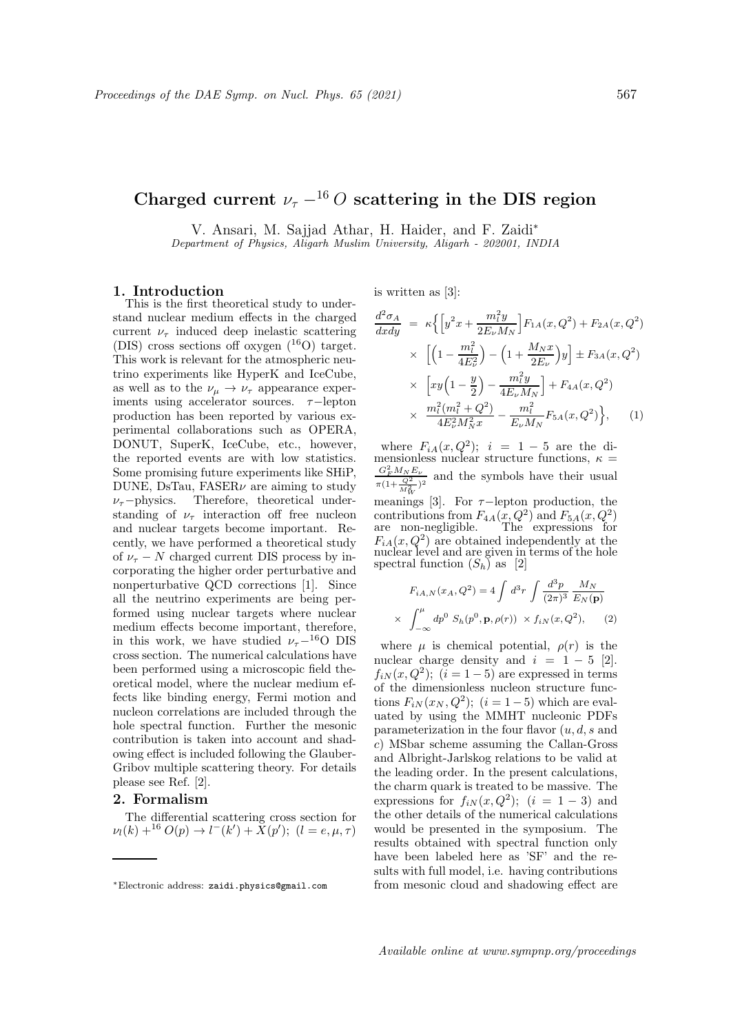# Charged current $\nu_\tau -^{16} O$ scattering in the DIS region

V. Ansari, M. Sajjad Athar, H. Haider, and F. Zaidi*

*Department of Physics, Aligarh Muslim University, Aligarh - 202001, INDIA*

## 1. Introduction

This is the first theoretical study to understand nuclear medium effects in the charged current $\nu_\tau$ induced deep inelastic scattering (DIS) cross sections off oxygen ($^{16}$O) target. This work is relevant for the atmospheric neutrino experiments like HyperK and IceCube, as well as to the $\nu_\mu \to \nu_\tau$ appearance experiments using accelerator sources. $\tau-$lepton production has been reported by various experimental collaborations such as OPERA, DONUT, SuperK, IceCube, etc., however, the reported events are with low statistics. Some promising future experiments like SHiP, DUNE, DsTau, FASER$\nu$ are aiming to study $\nu_\tau-$physics. Therefore, theoretical understanding of $\nu_\tau$ interaction off free nucleon and nuclear targets become important. Recently, we have performed a theoretical study of $\nu_\tau - N$ charged current DIS process by incorporating the higher order perturbative and nonperturbative QCD corrections [1]. Since all the neutrino experiments are being performed using nuclear targets where nuclear medium effects become important, therefore, in this work, we have studied $\nu_\tau-^{16}$O DIS cross section. The numerical calculations have been performed using a microscopic field theoretical model, where the nuclear medium effects like binding energy, Fermi motion and nucleon correlations are included through the hole spectral function. Further the mesonic contribution is taken into account and shadowing effect is included following the Glauber-Gribov multiple scattering theory. For details please see Ref. [2].

## 2. Formalism

The differential scattering cross section for $\nu_l(k) +^{16} O(p) \to l^-(k') + X(p');\ (l = e, \mu, \tau)$ is written as [3]:

$$
\begin{aligned}
\frac{d^2\sigma_A}{dxdy} &= \kappa\Big\{\Big[y^2 x + \frac{m_l^2 y}{2E_\nu M_N}\Big]F_{1A}(x,Q^2) + F_{2A}(x,Q^2) \\
&\times \Big[\Big(1-\frac{m_l^2}{4E_\nu^2}\Big) - \Big(1+\frac{M_N x}{2E_\nu}\Big)y\Big] \pm F_{3A}(x,Q^2) \\
&\times \Big[xy\Big(1-\frac{y}{2}\Big) - \frac{m_l^2 y}{4E_\nu M_N}\Big] + F_{4A}(x,Q^2) \\
&\times \frac{m_l^2(m_l^2+Q^2)}{4E_\nu^2 M_N^2 x} - \frac{m_l^2}{E_\nu M_N}F_{5A}(x,Q^2)\Big\}, \qquad (1)
\end{aligned}
$$

where $F_{iA}(x,Q^2);\ i = 1-5$ are the dimensionless nuclear structure functions, $\kappa = \frac{G_F^2 M_N E_\nu}{\pi(1+\frac{Q^2}{M_W^2})^2}$ and the symbols have their usual meanings [3]. For $\tau-$lepton production, the contributions from $F_{4A}(x,Q^2)$ and $F_{5A}(x,Q^2)$ are non-negligible. The expressions for $F_{iA}(x,Q^2)$ are obtained independently at the nuclear level and are given in terms of the hole spectral function ($S_h$) as [2]

$$
\begin{aligned}
F_{iA,N}(x_A,Q^2) &= 4\int d^3r \int \frac{d^3p}{(2\pi)^3}\frac{M_N}{E_N(\mathbf{p})} \\
&\times \int_{-\infty}^{\mu} dp^0\ S_h(p^0,\mathbf{p},\rho(r)) \times f_{iN}(x,Q^2), \qquad (2)
\end{aligned}
$$

where $\mu$ is chemical potential, $\rho(r)$ is the nuclear charge density and $i = 1-5$ [2]. $f_{iN}(x,Q^2);\ (i = 1-5)$ are expressed in terms of the dimensionless nucleon structure functions $F_{iN}(x_N,Q^2);\ (i = 1-5)$ which are evaluated by using the MMHT nucleonic PDFs parameterization in the four flavor ($u, d, s$ and $c$) MSbar scheme assuming the Callan-Gross and Albright-Jarlskog relations to be valid at the leading order. In the present calculations, the charm quark is treated to be massive. The expressions for $f_{iN}(x,Q^2);\ (i = 1-3)$ and the other details of the numerical calculations would be presented in the symposium. The results obtained with spectral function only have been labeled here as 'SF' and the results with full model, i.e. having contributions from mesonic cloud and shadowing effect are

*Electronic address: zaidi.physics@gmail.com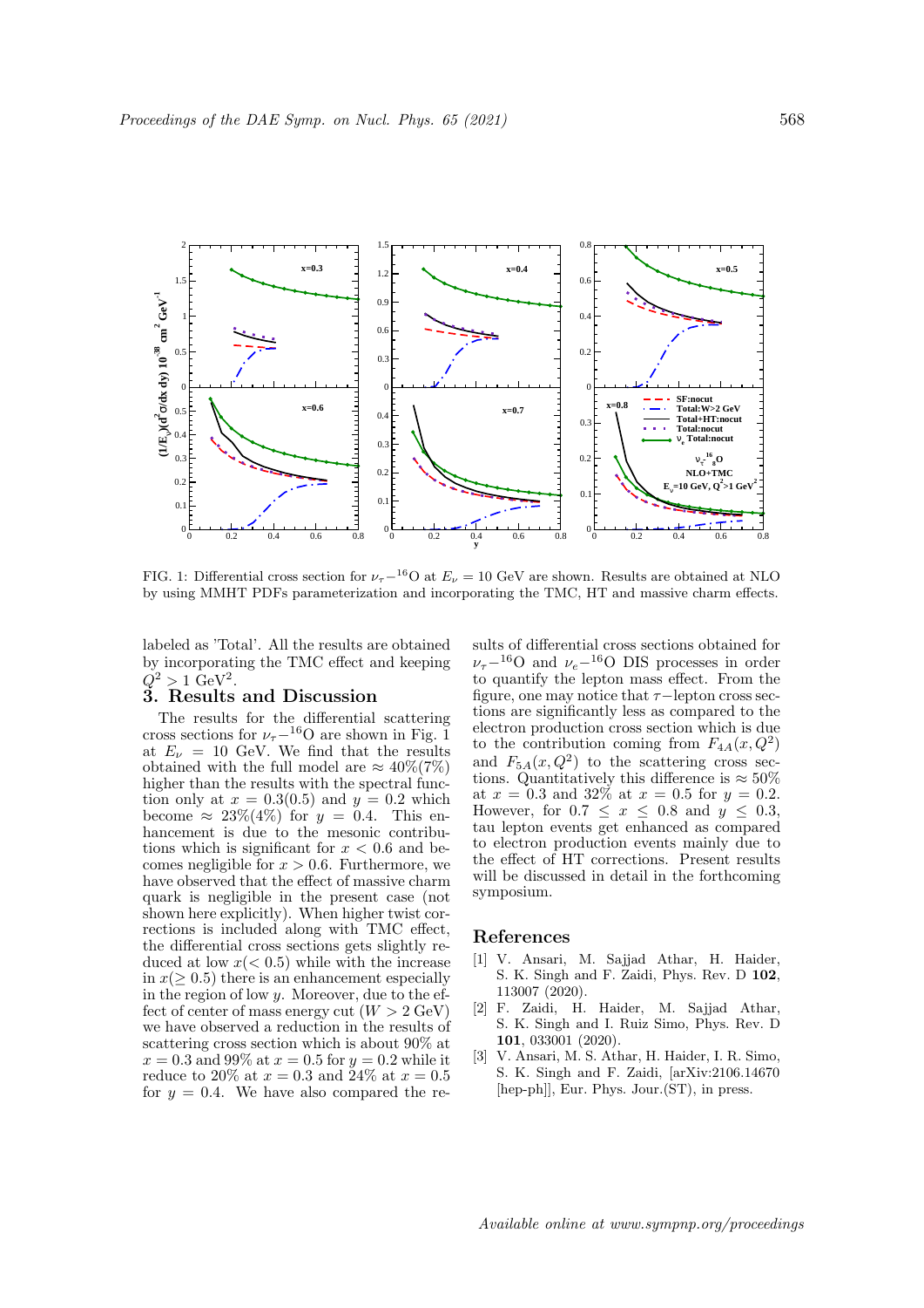(1/E$_\nu$)(d$^2\sigma$/dx dy) $10^{-38}$ cm$^2$ GeV$^{-1}$

x=0.3

x=0.4

x=0.5

x=0.6

x=0.7

x=0.8

SF:nocut

Total:W>2 GeV

Total+HT:nocut

Total:nocut

$\nu_e$ Total:nocut

$\nu_\tau$-$^{16}_{8}$O

NLO+TMC

E$_\nu$=10 GeV, Q$^2$>1 GeV$^2$

y

FIG. 1: Differential cross section for $\nu_\tau-^{16}$O at $E_\nu = 10$ GeV are shown. Results are obtained at NLO by using MMHT PDFs parameterization and incorporating the TMC, HT and massive charm effects.

labeled as 'Total'. All the results are obtained by incorporating the TMC effect and keeping $Q^2 > 1$ GeV$^2$.

## 3. Results and Discussion

The results for the differential scattering cross sections for $\nu_\tau-^{16}$O are shown in Fig. 1 at $E_\nu = 10$ GeV. We find that the results obtained with the full model are $\approx 40\%(7\%)$ higher than the results with the spectral function only at $x = 0.3(0.5)$ and $y = 0.2$ which become $\approx 23\%(4\%)$ for $y = 0.4$. This enhancement is due to the mesonic contributions which is significant for $x < 0.6$ and becomes negligible for $x > 0.6$. Furthermore, we have observed that the effect of massive charm quark is negligible in the present case (not shown here explicitly). When higher twist corrections is included along with TMC effect, the differential cross sections gets slightly reduced at low $x(< 0.5)$ while with the increase in $x(\geq 0.5)$ there is an enhancement especially in the region of low $y$. Moreover, due to the effect of center of mass energy cut ($W > 2$ GeV) we have observed a reduction in the results of scattering cross section which is about 90% at $x = 0.3$ and 99% at $x = 0.5$ for $y = 0.2$ while it reduce to 20% at $x = 0.3$ and 24% at $x = 0.5$ for $y = 0.4$. We have also compared the results of differential cross sections obtained for $\nu_\tau-^{16}$O and $\nu_e-^{16}$O DIS processes in order to quantify the lepton mass effect. From the figure, one may notice that $\tau-$lepton cross sections are significantly less as compared to the electron production cross section which is due to the contribution coming from $F_{4A}(x, Q^2)$ and $F_{5A}(x, Q^2)$ to the scattering cross sections. Quantitatively this difference is $\approx 50\%$ at $x = 0.3$ and 32% at $x = 0.5$ for $y = 0.2$. However, for $0.7 \leq x \leq 0.8$ and $y \leq 0.3$, tau lepton events get enhanced as compared to electron production events mainly due to the effect of HT corrections. Present results will be discussed in detail in the forthcoming symposium.

## References

[1] V. Ansari, M. Sajjad Athar, H. Haider, S. K. Singh and F. Zaidi, Phys. Rev. D **102**, 113007 (2020).

[2] F. Zaidi, H. Haider, M. Sajjad Athar, S. K. Singh and I. Ruiz Simo, Phys. Rev. D **101**, 033001 (2020).

[3] V. Ansari, M. S. Athar, H. Haider, I. R. Simo, S. K. Singh and F. Zaidi, [arXiv:2106.14670 [hep-ph]], Eur. Phys. Jour.(ST), in press.